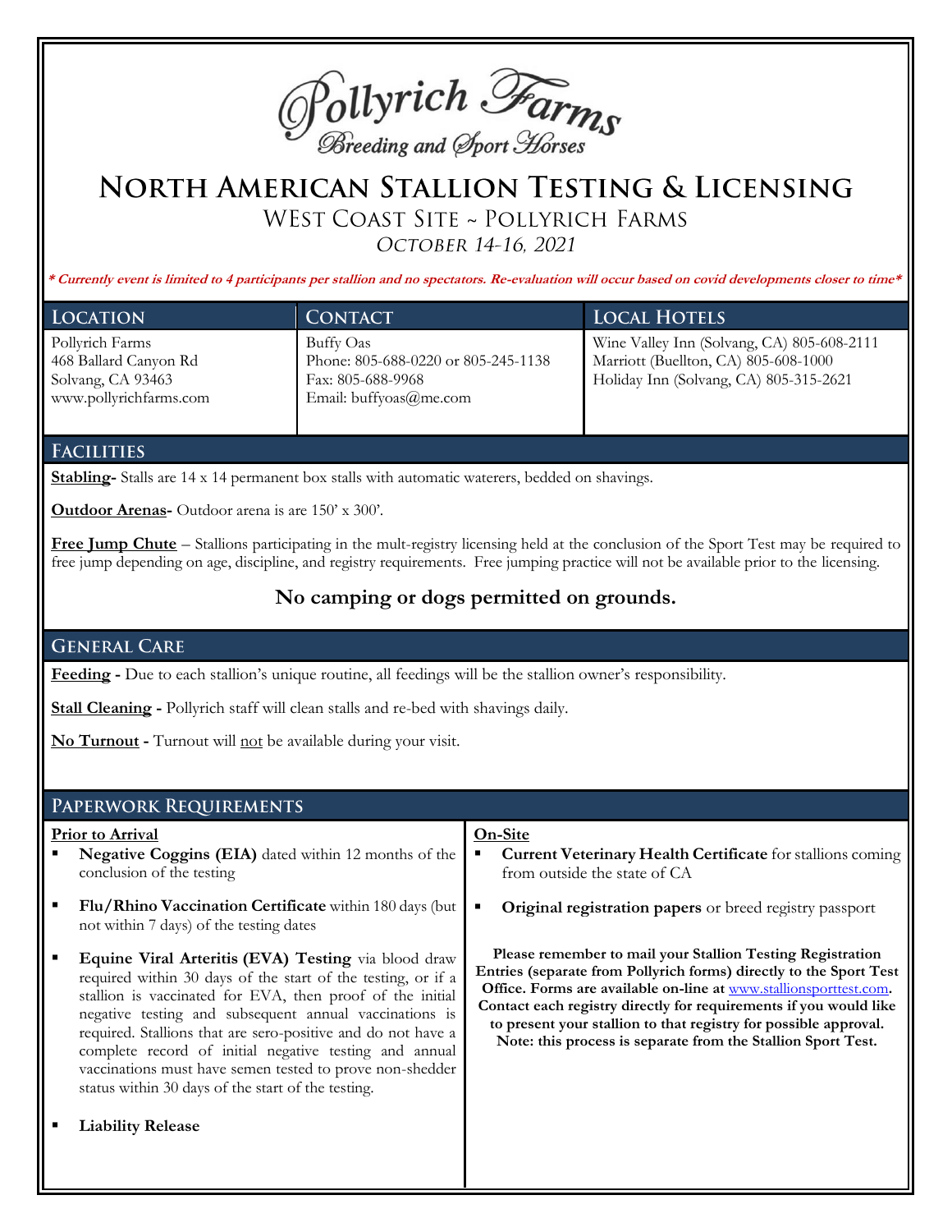Pollyrich Farms
Breeding and Sport Horses

# North American Stallion Testing & Licensing

## West Coast Site ~ Pollyrich Farms

*October 14-16, 2021*

***\* Currently event is limited to 4 participants per stallion and no spectators. Re-evaluation will occur based on covid developments closer to time\****

| Location | Contact | Local Hotels |
|---|---|---|
| Pollyrich Farms<br>468 Ballard Canyon Rd<br>Solvang, CA 93463<br>www.pollyrichfarms.com | Buffy Oas<br>Phone: 805-688-0220 or 805-245-1138<br>Fax: 805-688-9968<br>Email: buffyoas@me.com | Wine Valley Inn (Solvang, CA) 805-608-2111<br>Marriott (Buellton, CA) 805-608-1000<br>Holiday Inn (Solvang, CA) 805-315-2621 |

## Facilities

**Stabling-** Stalls are 14 x 14 permanent box stalls with automatic waterers, bedded on shavings.

**Outdoor Arenas-** Outdoor arena is are 150' x 300'.

**Free Jump Chute** – Stallions participating in the mult-registry licensing held at the conclusion of the Sport Test may be required to free jump depending on age, discipline, and registry requirements. Free jumping practice will not be available prior to the licensing.

**No camping or dogs permitted on grounds.**

## General Care

**Feeding -** Due to each stallion's unique routine, all feedings will be the stallion owner's responsibility.

**Stall Cleaning -** Pollyrich staff will clean stalls and re-bed with shavings daily.

**No Turnout -** Turnout will not be available during your visit.

## Paperwork Requirements

**Prior to Arrival**

- **Negative Coggins (EIA)** dated within 12 months of the conclusion of the testing
- **Flu/Rhino Vaccination Certificate** within 180 days (but not within 7 days) of the testing dates
- **Equine Viral Arteritis (EVA) Testing** via blood draw required within 30 days of the start of the testing, or if a stallion is vaccinated for EVA, then proof of the initial negative testing and subsequent annual vaccinations is required. Stallions that are sero-positive and do not have a complete record of initial negative testing and annual vaccinations must have semen tested to prove non-shedder status within 30 days of the start of the testing.
- **Liability Release**

**On-Site**

- **Current Veterinary Health Certificate** for stallions coming from outside the state of CA
- **Original registration papers** or breed registry passport

**Please remember to mail your Stallion Testing Registration Entries (separate from Pollyrich forms) directly to the Sport Test Office. Forms are available on-line at www.stallionsporttest.com. Contact each registry directly for requirements if you would like to present your stallion to that registry for possible approval. Note: this process is separate from the Stallion Sport Test.**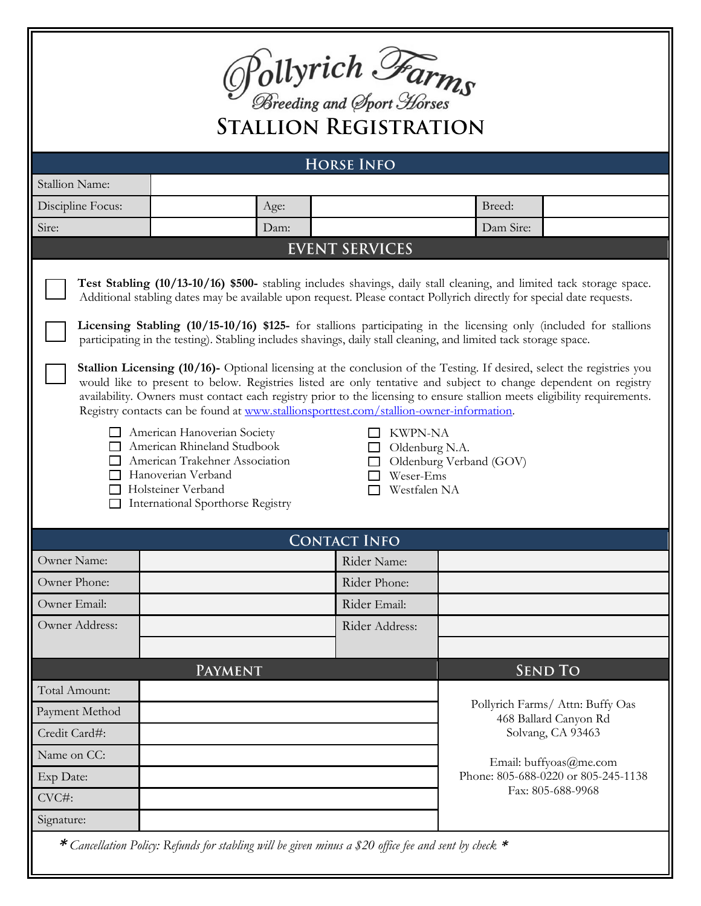# Pollyrich Farms

*Breeding and Sport Horses*

# Stallion Registration

## Horse Info

| | | | | | |
|---|---|---|---|---|---|
| Stallion Name: | | | | | |
| Discipline Focus: | | Age: | | Breed: | |
| Sire: | | Dam: | | Dam Sire: | |

## Event Services

☐ **Test Stabling (10/13-10/16) $500-** stabling includes shavings, daily stall cleaning, and limited tack storage space. Additional stabling dates may be available upon request. Please contact Pollyrich directly for special date requests.

☐ **Licensing Stabling (10/15-10/16) $125-** for stallions participating in the licensing only (included for stallions participating in the testing). Stabling includes shavings, daily stall cleaning, and limited tack storage space.

☐ **Stallion Licensing (10/16)-** Optional licensing at the conclusion of the Testing. If desired, select the registries you would like to present to below. Registries listed are only tentative and subject to change dependent on registry availability. Owners must contact each registry prior to the licensing to ensure stallion meets eligibility requirements. Registry contacts can be found at [www.stallionsporttest.com/stallion-owner-information](http://www.stallionsporttest.com/stallion-owner-information).

- ☐ American Hanoverian Society
- ☐ American Rhineland Studbook
- ☐ American Trakehner Association
- ☐ Hanoverian Verband
- ☐ Holsteiner Verband
- ☐ International Sporthorse Registry
- ☐ KWPN-NA
- ☐ Oldenburg N.A.
- ☐ Oldenburg Verband (GOV)
- ☐ Weser-Ems
- ☐ Westfalen NA

## Contact Info

| | | | |
|---|---|---|---|
| Owner Name: | | Rider Name: | |
| Owner Phone: | | Rider Phone: | |
| Owner Email: | | Rider Email: | |
| Owner Address: | | Rider Address: | |

## Payment

| | |
|---|---|
| Total Amount: | |
| Payment Method | |
| Credit Card#: | |
| Name on CC: | |
| Exp Date: | |
| CVC#: | |
| Signature: | |

## Send To

Pollyrich Farms/ Attn: Buffy Oas
468 Ballard Canyon Rd
Solvang, CA 93463

Email: buffyoas@me.com
Phone: 805-688-0220 or 805-245-1138
Fax: 805-688-9968

*\* Cancellation Policy: Refunds for stabling will be given minus a $20 office fee and sent by check \**